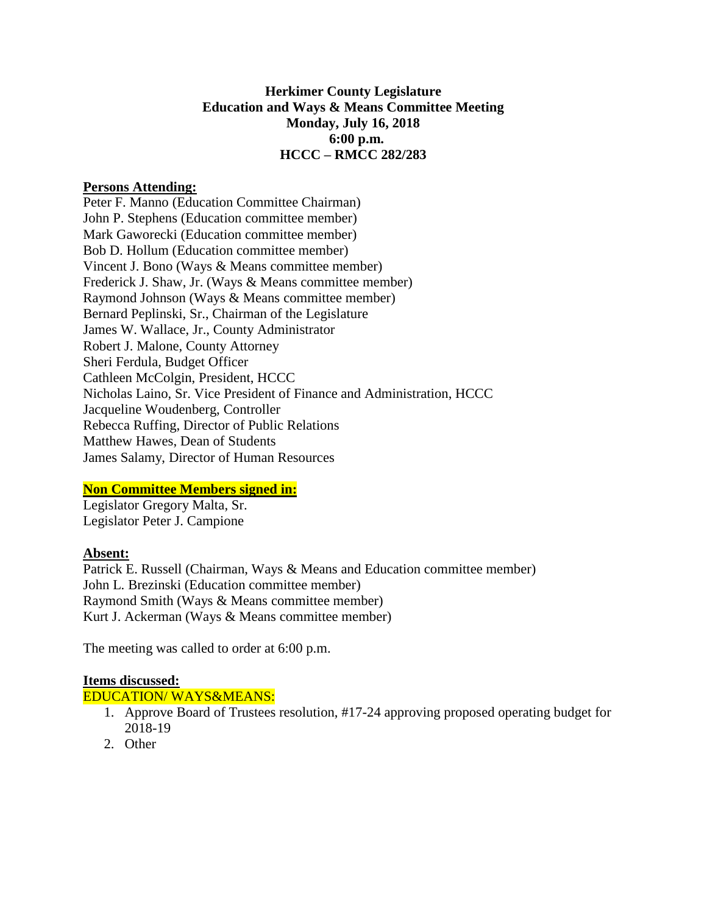**Herkimer County Legislature**
**Education and Ways & Means Committee Meeting**
**Monday, July 16, 2018**
**6:00 p.m.**
**HCCC – RMCC 282/283**

**Persons Attending:**

Peter F. Manno (Education Committee Chairman)
John P. Stephens (Education committee member)
Mark Gaworecki (Education committee member)
Bob D. Hollum (Education committee member)
Vincent J. Bono (Ways & Means committee member)
Frederick J. Shaw, Jr. (Ways & Means committee member)
Raymond Johnson (Ways & Means committee member)
Bernard Peplinski, Sr., Chairman of the Legislature
James W. Wallace, Jr., County Administrator
Robert J. Malone, County Attorney
Sheri Ferdula, Budget Officer
Cathleen McColgin, President, HCCC
Nicholas Laino, Sr. Vice President of Finance and Administration, HCCC
Jacqueline Woudenberg, Controller
Rebecca Ruffing, Director of Public Relations
Matthew Hawes, Dean of Students
James Salamy, Director of Human Resources

**Non Committee Members signed in:**

Legislator Gregory Malta, Sr.
Legislator Peter J. Campione

**Absent:**

Patrick E. Russell (Chairman, Ways & Means and Education committee member)
John L. Brezinski (Education committee member)
Raymond Smith (Ways & Means committee member)
Kurt J. Ackerman (Ways & Means committee member)

The meeting was called to order at 6:00 p.m.

**Items discussed:**

EDUCATION/ WAYS&MEANS:

1. Approve Board of Trustees resolution, #17-24 approving proposed operating budget for 2018-19
2. Other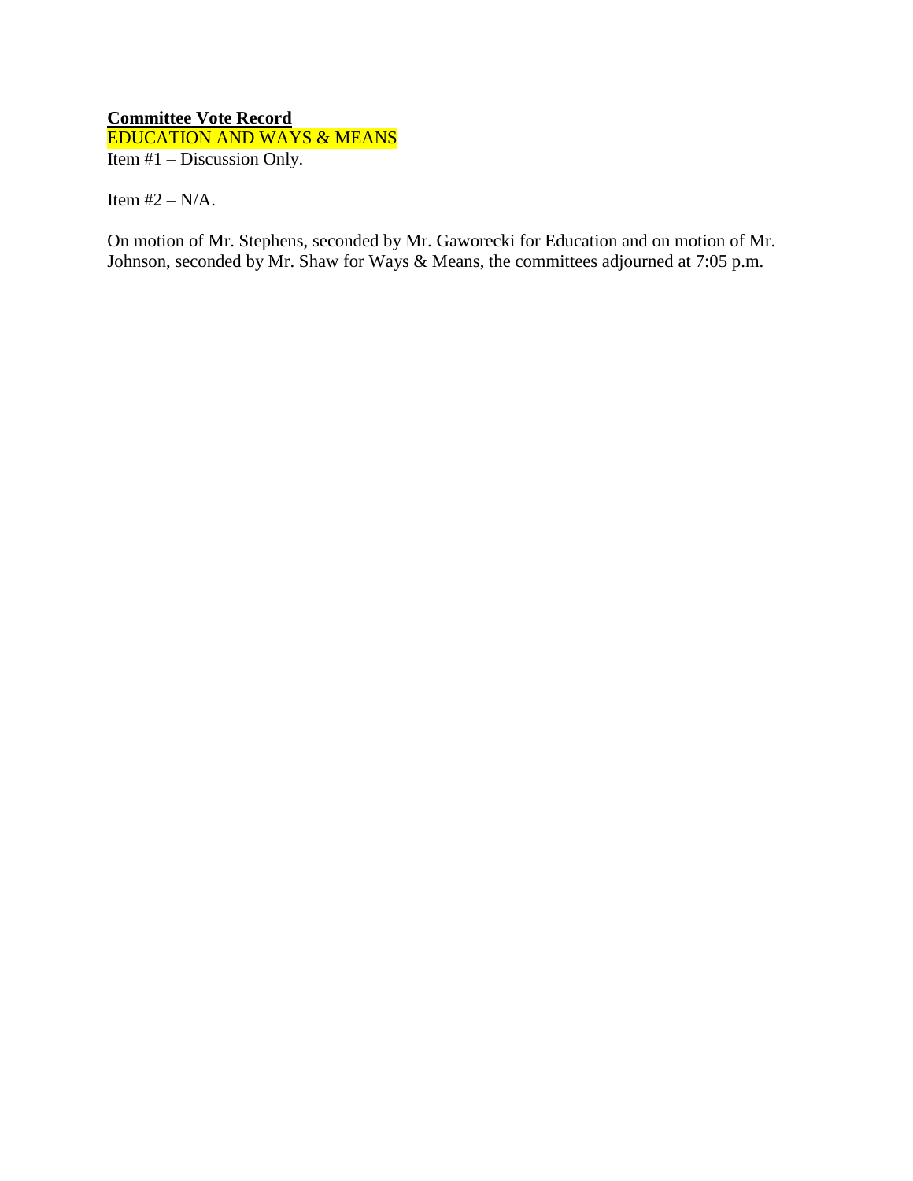**Committee Vote Record**

EDUCATION AND WAYS & MEANS

Item #1 – Discussion Only.

Item #2 – N/A.

On motion of Mr. Stephens, seconded by Mr. Gaworecki for Education and on motion of Mr. Johnson, seconded by Mr. Shaw for Ways & Means, the committees adjourned at 7:05 p.m.